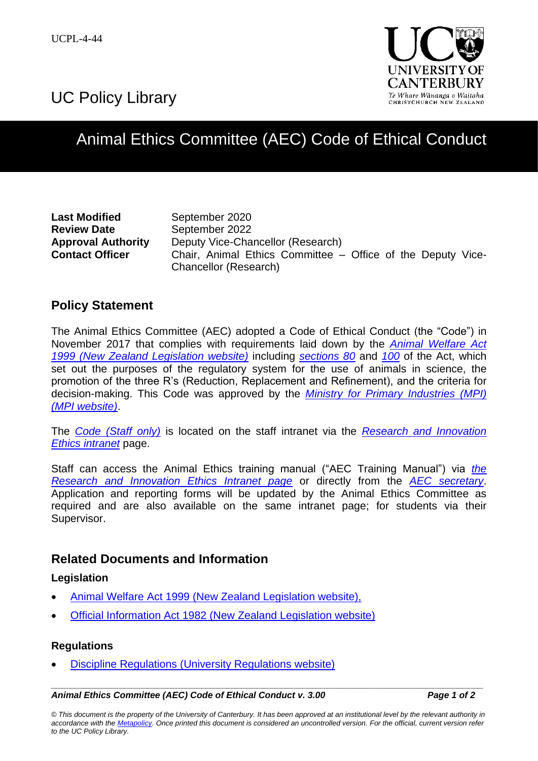UCPL-4-44

UC Policy Library

# Animal Ethics Committee (AEC) Code of Ethical Conduct

| | |
|---|---|
| **Last Modified** | September 2020 |
| **Review Date** | September 2022 |
| **Approval Authority** | Deputy Vice-Chancellor (Research) |
| **Contact Officer** | Chair, Animal Ethics Committee – Office of the Deputy Vice-Chancellor (Research) |

## Policy Statement

The Animal Ethics Committee (AEC) adopted a Code of Ethical Conduct (the "Code") in November 2017 that complies with requirements laid down by the *Animal Welfare Act 1999 (New Zealand Legislation website)* including *sections 80* and *100* of the Act, which set out the purposes of the regulatory system for the use of animals in science, the promotion of the three R's (Reduction, Replacement and Refinement), and the criteria for decision-making. This Code was approved by the *Ministry for Primary Industries (MPI) (MPI website)*.

The *Code (Staff only)* is located on the staff intranet via the *Research and Innovation Ethics intranet* page.

Staff can access the Animal Ethics training manual ("AEC Training Manual") via *the Research and Innovation Ethics Intranet page* or directly from the *AEC secretary*. Application and reporting forms will be updated by the Animal Ethics Committee as required and are also available on the same intranet page; for students via their Supervisor.

## Related Documents and Information

### Legislation

- Animal Welfare Act 1999 (New Zealand Legislation website),
- Official Information Act 1982 (New Zealand Legislation website)

### Regulations

- Discipline Regulations (University Regulations website)

*© This document is the property of the University of Canterbury. It has been approved at an institutional level by the relevant authority in accordance with the Metapolicy. Once printed this document is considered an uncontrolled version. For the official, current version refer to the UC Policy Library.*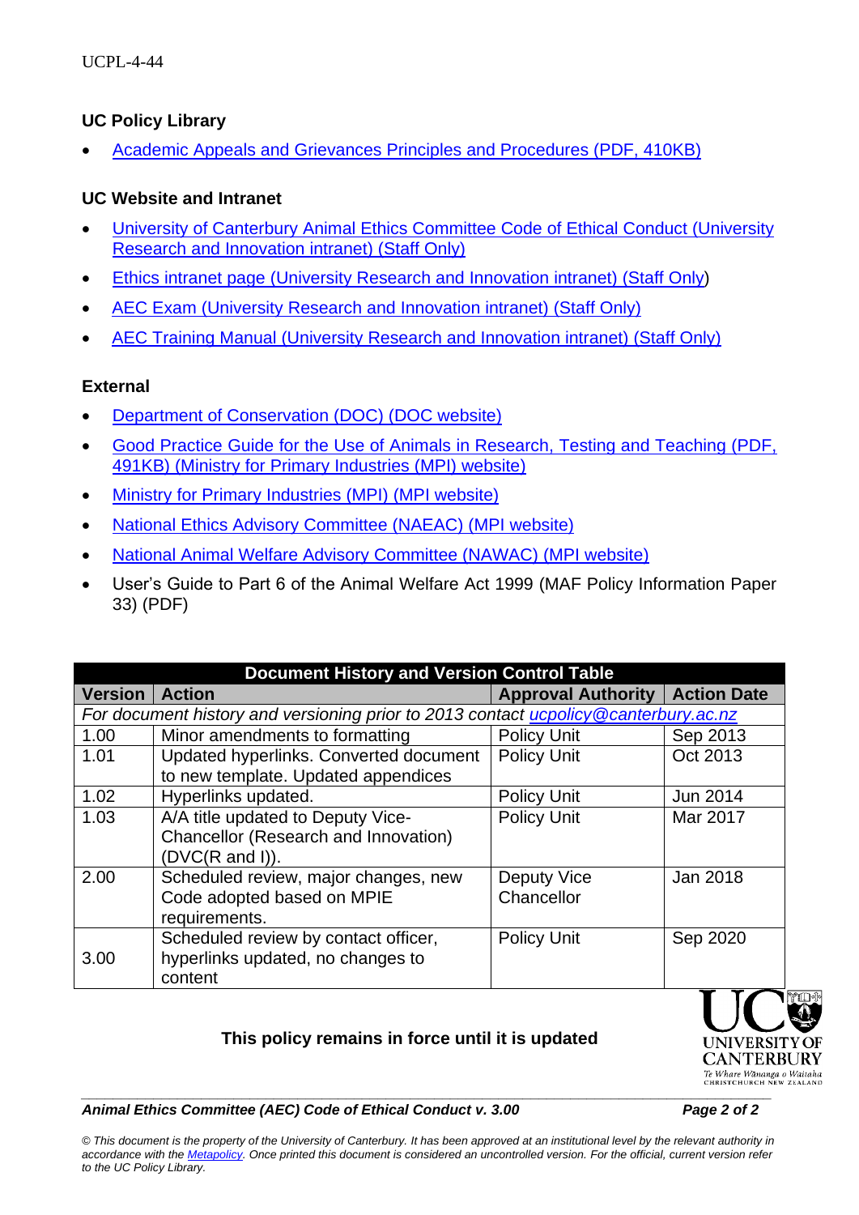UCPL-4-44

### UC Policy Library

- Academic Appeals and Grievances Principles and Procedures (PDF, 410KB)

### UC Website and Intranet

- University of Canterbury Animal Ethics Committee Code of Ethical Conduct (University Research and Innovation intranet) (Staff Only)
- Ethics intranet page (University Research and Innovation intranet) (Staff Only)
- AEC Exam (University Research and Innovation intranet) (Staff Only)
- AEC Training Manual (University Research and Innovation intranet) (Staff Only)

### External

- Department of Conservation (DOC) (DOC website)
- Good Practice Guide for the Use of Animals in Research, Testing and Teaching (PDF, 491KB) (Ministry for Primary Industries (MPI) website)
- Ministry for Primary Industries (MPI) (MPI website)
- National Ethics Advisory Committee (NAEAC) (MPI website)
- National Animal Welfare Advisory Committee (NAWAC) (MPI website)
- User's Guide to Part 6 of the Animal Welfare Act 1999 (MAF Policy Information Paper 33) (PDF)

**Document History and Version Control Table**

| Version | Action | Approval Authority | Action Date |
|---|---|---|---|
| *For document history and versioning prior to 2013 contact ucpolicy@canterbury.ac.nz* | | | |
| 1.00 | Minor amendments to formatting | Policy Unit | Sep 2013 |
| 1.01 | Updated hyperlinks. Converted document to new template. Updated appendices | Policy Unit | Oct 2013 |
| 1.02 | Hyperlinks updated. | Policy Unit | Jun 2014 |
| 1.03 | A/A title updated to Deputy Vice-Chancellor (Research and Innovation) (DVC(R and I)). | Policy Unit | Mar 2017 |
| 2.00 | Scheduled review, major changes, new Code adopted based on MPIE requirements. | Deputy Vice Chancellor | Jan 2018 |
| 3.00 | Scheduled review by contact officer, hyperlinks updated, no changes to content | Policy Unit | Sep 2020 |

**This policy remains in force until it is updated**

*© This document is the property of the University of Canterbury. It has been approved at an institutional level by the relevant authority in accordance with the Metapolicy. Once printed this document is considered an uncontrolled version. For the official, current version refer to the UC Policy Library.*